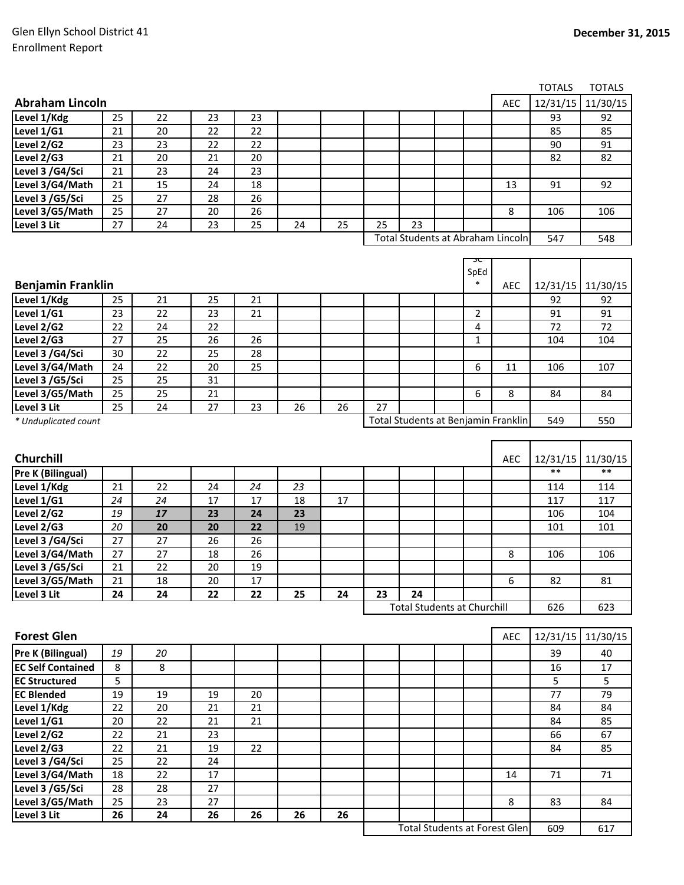Glen Ellyn School District 41
Enrollment Report

**December 31, 2015**

## Abraham Lincoln

| Abraham Lincoln | | | | | | | | | | | AEC | TOTALS 12/31/15 | TOTALS 11/30/15 |
|---|---|---|---|---|---|---|---|---|---|---|---|---|---|
| Level 1/Kdg | 25 | 22 | 23 | 23 | | | | | | | | 93 | 92 |
| Level 1/G1 | 21 | 20 | 22 | 22 | | | | | | | | 85 | 85 |
| Level 2/G2 | 23 | 23 | 22 | 22 | | | | | | | | 90 | 91 |
| Level 2/G3 | 21 | 20 | 21 | 20 | | | | | | | | 82 | 82 |
| Level 3 /G4/Sci | 21 | 23 | 24 | 23 | | | | | | | | | |
| Level 3/G4/Math | 21 | 15 | 24 | 18 | | | | | | | 13 | 91 | 92 |
| Level 3 /G5/Sci | 25 | 27 | 28 | 26 | | | | | | | | | |
| Level 3/G5/Math | 25 | 27 | 20 | 26 | | | | | | | 8 | 106 | 106 |
| Level 3 Lit | 27 | 24 | 23 | 25 | 24 | 25 | 25 | 23 | | | | | |
| | | | | | | | Total Students at Abraham Lincoln | | | | | 547 | 548 |

## Benjamin Franklin

| Benjamin Franklin | | | | | | | | | | SC SpEd * | AEC | 12/31/15 | 11/30/15 |
|---|---|---|---|---|---|---|---|---|---|---|---|---|---|
| Level 1/Kdg | 25 | 21 | 25 | 21 | | | | | | | | 92 | 92 |
| Level 1/G1 | 23 | 22 | 23 | 21 | | | | | | 2 | | 91 | 91 |
| Level 2/G2 | 22 | 24 | 22 | | | | | | | 4 | | 72 | 72 |
| Level 2/G3 | 27 | 25 | 26 | 26 | | | | | | 1 | | 104 | 104 |
| Level 3 /G4/Sci | 30 | 22 | 25 | 28 | | | | | | | | | |
| Level 3/G4/Math | 24 | 22 | 20 | 25 | | | | | | 6 | 11 | 106 | 107 |
| Level 3 /G5/Sci | 25 | 25 | 31 | | | | | | | | | | |
| Level 3/G5/Math | 25 | 25 | 21 | | | | | | | 6 | 8 | 84 | 84 |
| Level 3 Lit | 25 | 24 | 27 | 23 | 26 | 26 | 27 | | | | | | |
| | | | | | | | Total Students at Benjamin Franklin | | | | | 549 | 550 |

*\* Unduplicated count*

## Churchill

| Churchill | | | | | | | | | | | AEC | 12/31/15 | 11/30/15 |
|---|---|---|---|---|---|---|---|---|---|---|---|---|---|
| Pre K (Bilingual) | | | | | | | | | | | | ** | ** |
| Level 1/Kdg | 21 | 22 | 24 | *24* | *23* | | | | | | | 114 | 114 |
| Level 1/G1 | *24* | *24* | 17 | 17 | 18 | 17 | | | | | | 117 | 117 |
| Level 2/G2 | *19* | ***17*** | **23** | **24** | **23** | | | | | | | 106 | 104 |
| Level 2/G3 | *20* | **20** | **20** | **22** | 19 | | | | | | | 101 | 101 |
| Level 3 /G4/Sci | 27 | 27 | 26 | 26 | | | | | | | | | |
| Level 3/G4/Math | 27 | 27 | 18 | 26 | | | | | | | 8 | 106 | 106 |
| Level 3 /G5/Sci | 21 | 22 | 20 | 19 | | | | | | | | | |
| Level 3/G5/Math | 21 | 18 | 20 | 17 | | | | | | | 6 | 82 | 81 |
| Level 3 Lit | **24** | **24** | **22** | **22** | **25** | **24** | **23** | **24** | | | | | |
| | | | | | | | Total Students at Churchill | | | | | 626 | 623 |

## Forest Glen

| Forest Glen | | | | | | | | | | | AEC | 12/31/15 | 11/30/15 |
|---|---|---|---|---|---|---|---|---|---|---|---|---|---|
| Pre K (Bilingual) | *19* | *20* | | | | | | | | | | 39 | 40 |
| EC Self Contained | 8 | 8 | | | | | | | | | | 16 | 17 |
| EC Structured | 5 | | | | | | | | | | | 5 | 5 |
| EC Blended | 19 | 19 | 19 | 20 | | | | | | | | 77 | 79 |
| Level 1/Kdg | 22 | 20 | 21 | 21 | | | | | | | | 84 | 84 |
| Level 1/G1 | 20 | 22 | 21 | 21 | | | | | | | | 84 | 85 |
| Level 2/G2 | 22 | 21 | 23 | | | | | | | | | 66 | 67 |
| Level 2/G3 | 22 | 21 | 19 | 22 | | | | | | | | 84 | 85 |
| Level 3 /G4/Sci | 25 | 22 | 24 | | | | | | | | | | |
| Level 3/G4/Math | 18 | 22 | 17 | | | | | | | | 14 | 71 | 71 |
| Level 3 /G5/Sci | 28 | 28 | 27 | | | | | | | | | | |
| Level 3/G5/Math | 25 | 23 | 27 | | | | | | | | 8 | 83 | 84 |
| Level 3 Lit | **26** | **24** | **26** | **26** | **26** | **26** | | | | | | | |
| | | | | | | | Total Students at Forest Glen | | | | | 609 | 617 |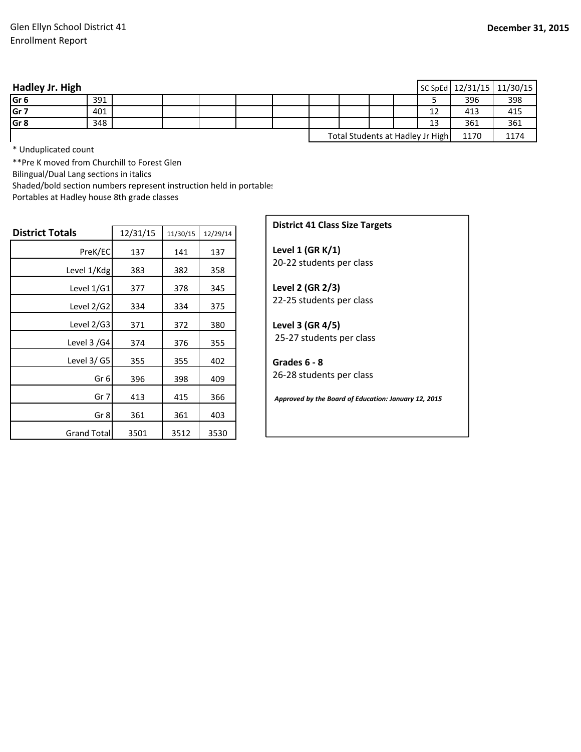Glen Ellyn School District 41
Enrollment Report

**December 31, 2015**

| **Hadley Jr. High** | | | | | | | | | | | SC SpEd | 12/31/15 | 11/30/15 |
|---|---|---|---|---|---|---|---|---|---|---|---|---|---|
| **Gr 6** | 391 | | | | | | | | | | 5 | 396 | 398 |
| **Gr 7** | 401 | | | | | | | | | | 12 | 413 | 415 |
| **Gr 8** | 348 | | | | | | | | | | 13 | 361 | 361 |
| | | | | | | | | | | | Total Students at Hadley Jr High | 1170 | 1174 |

* Unduplicated count

**Pre K moved from Churchill to Forest Glen

Bilingual/Dual Lang sections in italics

Shaded/bold section numbers represent instruction held in portables

Portables at Hadley house 8th grade classes

| **District Totals** | 12/31/15 | 11/30/15 | 12/29/14 |
|---|---|---|---|
| PreK/EC | 137 | 141 | 137 |
| Level 1/Kdg | 383 | 382 | 358 |
| Level 1/G1 | 377 | 378 | 345 |
| Level 2/G2 | 334 | 334 | 375 |
| Level 2/G3 | 371 | 372 | 380 |
| Level 3 /G4 | 374 | 376 | 355 |
| Level 3/ G5 | 355 | 355 | 402 |
| Gr 6 | 396 | 398 | 409 |
| Gr 7 | 413 | 415 | 366 |
| Gr 8 | 361 | 361 | 403 |
| Grand Total | 3501 | 3512 | 3530 |

**District 41 Class Size Targets**

**Level 1 (GR K/1)**
20-22 students per class

**Level 2 (GR 2/3)**
22-25 students per class

**Level 3 (GR 4/5)**
25-27 students per class

**Grades 6 - 8**
26-28 students per class

***Approved by the Board of Education: January 12, 2015***